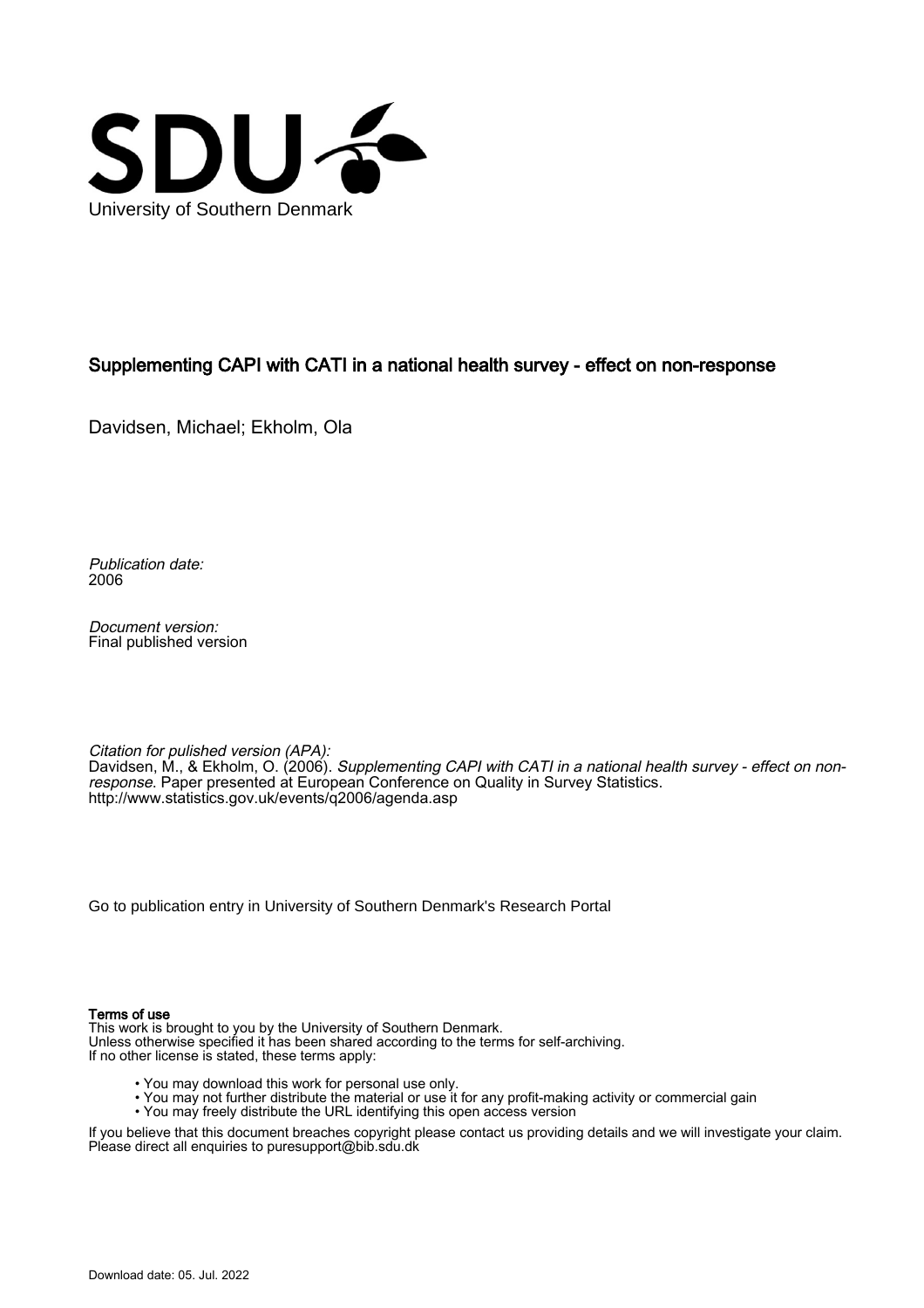University of Southern Denmark

# Supplementing CAPI with CATI in a national health survey - effect on non-response

Davidsen, Michael; Ekholm, Ola

*Publication date:*
2006

*Document version:*
Final published version

*Citation for pulished version (APA):*
Davidsen, M., & Ekholm, O. (2006). *Supplementing CAPI with CATI in a national health survey - effect on non-response*. Paper presented at European Conference on Quality in Survey Statistics. http://www.statistics.gov.uk/events/q2006/agenda.asp

Go to publication entry in University of Southern Denmark's Research Portal

**Terms of use**
This work is brought to you by the University of Southern Denmark.
Unless otherwise specified it has been shared according to the terms for self-archiving.
If no other license is stated, these terms apply:

- You may download this work for personal use only.
- You may not further distribute the material or use it for any profit-making activity or commercial gain
- You may freely distribute the URL identifying this open access version

If you believe that this document breaches copyright please contact us providing details and we will investigate your claim.
Please direct all enquiries to puresupport@bib.sdu.dk

Download date: 05. Jul. 2022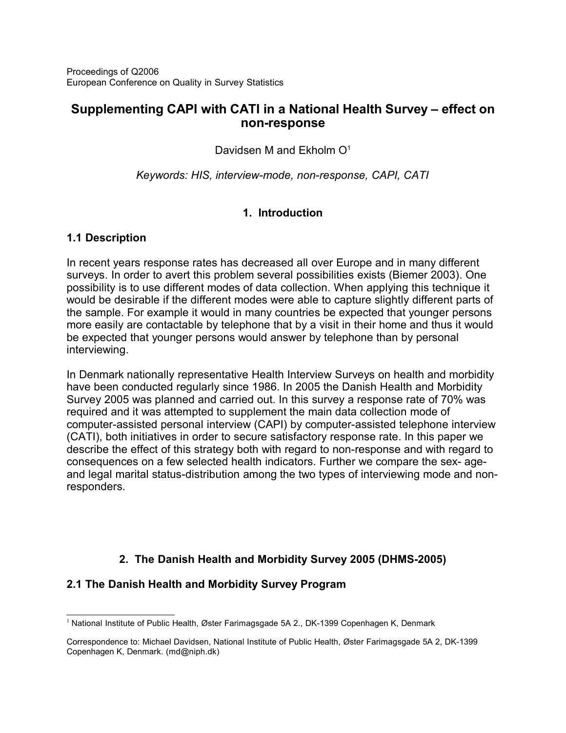Proceedings of Q2006
European Conference on Quality in Survey Statistics

# Supplementing CAPI with CATI in a National Health Survey – effect on non-response

Davidsen M and Ekholm O[1]

*Keywords: HIS, interview-mode, non-response, CAPI, CATI*

## 1. Introduction

### 1.1 Description

In recent years response rates has decreased all over Europe and in many different surveys. In order to avert this problem several possibilities exists (Biemer 2003). One possibility is to use different modes of data collection. When applying this technique it would be desirable if the different modes were able to capture slightly different parts of the sample. For example it would in many countries be expected that younger persons more easily are contactable by telephone that by a visit in their home and thus it would be expected that younger persons would answer by telephone than by personal interviewing.

In Denmark nationally representative Health Interview Surveys on health and morbidity have been conducted regularly since 1986. In 2005 the Danish Health and Morbidity Survey 2005 was planned and carried out. In this survey a response rate of 70% was required and it was attempted to supplement the main data collection mode of computer-assisted personal interview (CAPI) by computer-assisted telephone interview (CATI), both initiatives in order to secure satisfactory response rate. In this paper we describe the effect of this strategy both with regard to non-response and with regard to consequences on a few selected health indicators. Further we compare the sex- age- and legal marital status-distribution among the two types of interviewing mode and non-responders.

## 2. The Danish Health and Morbidity Survey 2005 (DHMS-2005)

### 2.1 The Danish Health and Morbidity Survey Program

[1] National Institute of Public Health, Øster Farimagsgade 5A 2., DK-1399 Copenhagen K, Denmark

Correspondence to: Michael Davidsen, National Institute of Public Health, Øster Farimagsgade 5A 2, DK-1399 Copenhagen K, Denmark. (md@niph.dk)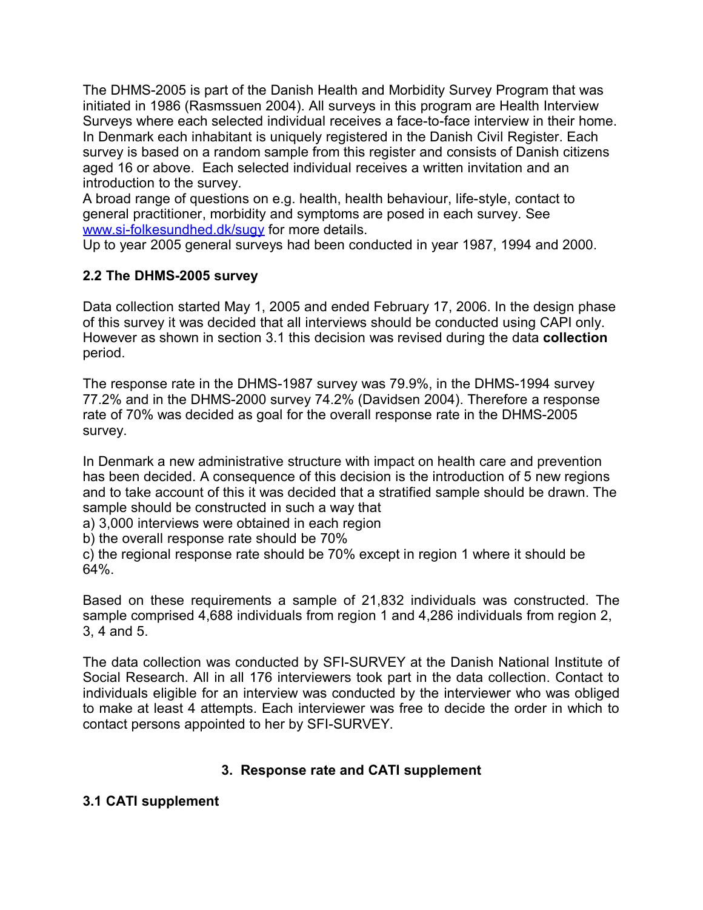The DHMS-2005 is part of the Danish Health and Morbidity Survey Program that was initiated in 1986 (Rasmssuen 2004). All surveys in this program are Health Interview Surveys where each selected individual receives a face-to-face interview in their home. In Denmark each inhabitant is uniquely registered in the Danish Civil Register. Each survey is based on a random sample from this register and consists of Danish citizens aged 16 or above. Each selected individual receives a written invitation and an introduction to the survey.
A broad range of questions on e.g. health, health behaviour, life-style, contact to general practitioner, morbidity and symptoms are posed in each survey. See [www.si-folkesundhed.dk/sugy](www.si-folkesundhed.dk/sugy) for more details.
Up to year 2005 general surveys had been conducted in year 1987, 1994 and 2000.

### 2.2 The DHMS-2005 survey

Data collection started May 1, 2005 and ended February 17, 2006. In the design phase of this survey it was decided that all interviews should be conducted using CAPI only. However as shown in section 3.1 this decision was revised during the data **collection** period.

The response rate in the DHMS-1987 survey was 79.9%, in the DHMS-1994 survey 77.2% and in the DHMS-2000 survey 74.2% (Davidsen 2004). Therefore a response rate of 70% was decided as goal for the overall response rate in the DHMS-2005 survey.

In Denmark a new administrative structure with impact on health care and prevention has been decided. A consequence of this decision is the introduction of 5 new regions and to take account of this it was decided that a stratified sample should be drawn. The sample should be constructed in such a way that
a) 3,000 interviews were obtained in each region
b) the overall response rate should be 70%
c) the regional response rate should be 70% except in region 1 where it should be 64%.

Based on these requirements a sample of 21,832 individuals was constructed. The sample comprised 4,688 individuals from region 1 and 4,286 individuals from region 2, 3, 4 and 5.

The data collection was conducted by SFI-SURVEY at the Danish National Institute of Social Research. All in all 176 interviewers took part in the data collection. Contact to individuals eligible for an interview was conducted by the interviewer who was obliged to make at least 4 attempts. Each interviewer was free to decide the order in which to contact persons appointed to her by SFI-SURVEY.

## 3. Response rate and CATI supplement

### 3.1 CATI supplement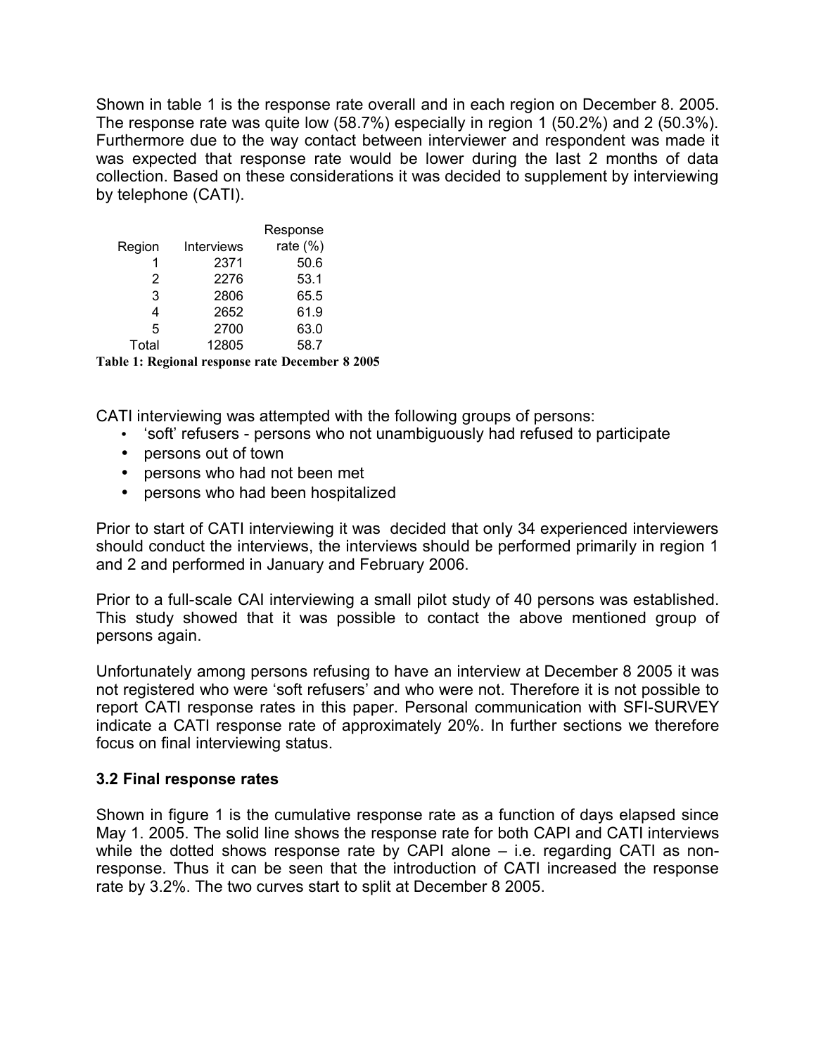Shown in table 1 is the response rate overall and in each region on December 8. 2005. The response rate was quite low (58.7%) especially in region 1 (50.2%) and 2 (50.3%). Furthermore due to the way contact between interviewer and respondent was made it was expected that response rate would be lower during the last 2 months of data collection. Based on these considerations it was decided to supplement by interviewing by telephone (CATI).

| Region | Interviews | Response rate (%) |
|---|---|---|
| 1 | 2371 | 50.6 |
| 2 | 2276 | 53.1 |
| 3 | 2806 | 65.5 |
| 4 | 2652 | 61.9 |
| 5 | 2700 | 63.0 |
| Total | 12805 | 58.7 |

**Table 1: Regional response rate December 8 2005**

CATI interviewing was attempted with the following groups of persons:

- 'soft' refusers - persons who not unambiguously had refused to participate
- persons out of town
- persons who had not been met
- persons who had been hospitalized

Prior to start of CATI interviewing it was decided that only 34 experienced interviewers should conduct the interviews, the interviews should be performed primarily in region 1 and 2 and performed in January and February 2006.

Prior to a full-scale CAI interviewing a small pilot study of 40 persons was established. This study showed that it was possible to contact the above mentioned group of persons again.

Unfortunately among persons refusing to have an interview at December 8 2005 it was not registered who were 'soft refusers' and who were not. Therefore it is not possible to report CATI response rates in this paper. Personal communication with SFI-SURVEY indicate a CATI response rate of approximately 20%. In further sections we therefore focus on final interviewing status.

### 3.2 Final response rates

Shown in figure 1 is the cumulative response rate as a function of days elapsed since May 1. 2005. The solid line shows the response rate for both CAPI and CATI interviews while the dotted shows response rate by CAPI alone – i.e. regarding CATI as non-response. Thus it can be seen that the introduction of CATI increased the response rate by 3.2%. The two curves start to split at December 8 2005.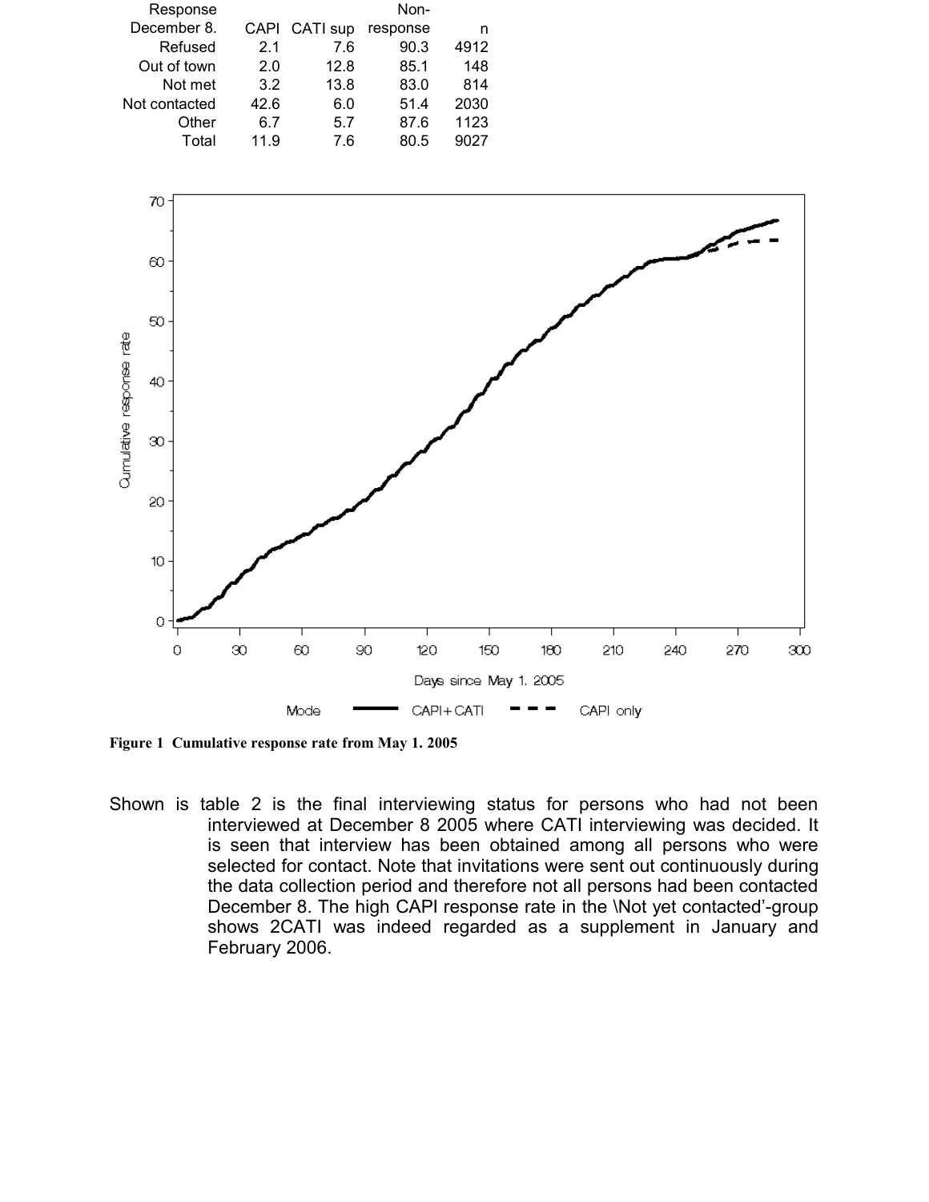| Response December 8. | CAPI | CATI sup | Non-response | n |
|---|---|---|---|---|
| Refused | 2.1 | 7.6 | 90.3 | 4912 |
| Out of town | 2.0 | 12.8 | 85.1 | 148 |
| Not met | 3.2 | 13.8 | 83.0 | 814 |
| Not contacted | 42.6 | 6.0 | 51.4 | 2030 |
| Other | 6.7 | 5.7 | 87.6 | 1123 |
| Total | 11.9 | 7.6 | 80.5 | 9027 |

**Figure 1 Cumulative response rate from May 1. 2005**

Shown is table 2 is the final interviewing status for persons who had not been interviewed at December 8 2005 where CATI interviewing was decided. It is seen that interview has been obtained among all persons who were selected for contact. Note that invitations were sent out continuously during the data collection period and therefore not all persons had been contacted December 8. The high CAPI response rate in the \Not yet contacted'-group shows 2CATI was indeed regarded as a supplement in January and February 2006.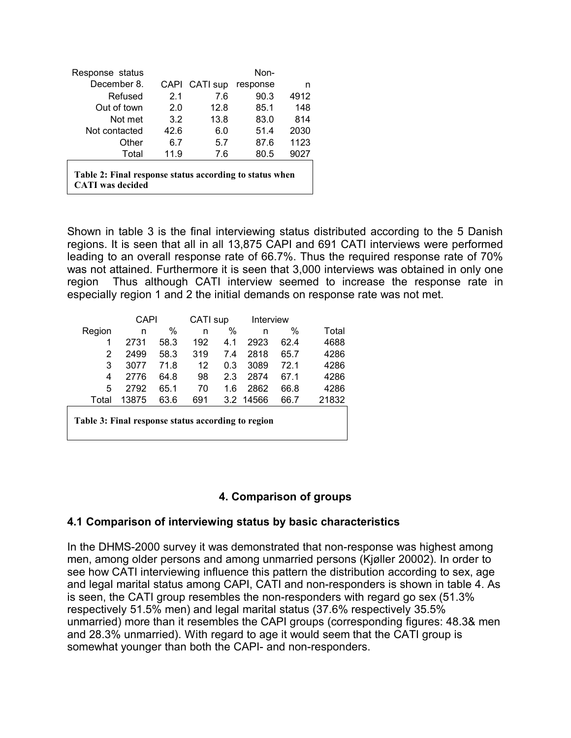| Response status December 8. | CAPI | CATI sup | Non-response | n |
|---|---|---|---|---|
| Refused | 2.1 | 7.6 | 90.3 | 4912 |
| Out of town | 2.0 | 12.8 | 85.1 | 148 |
| Not met | 3.2 | 13.8 | 83.0 | 814 |
| Not contacted | 42.6 | 6.0 | 51.4 | 2030 |
| Other | 6.7 | 5.7 | 87.6 | 1123 |
| Total | 11.9 | 7.6 | 80.5 | 9027 |

**Table 2: Final response status according to status when CATI was decided**

Shown in table 3 is the final interviewing status distributed according to the 5 Danish regions. It is seen that all in all 13,875 CAPI and 691 CATI interviews were performed leading to an overall response rate of 66.7%. Thus the required response rate of 70% was not attained. Furthermore it is seen that 3,000 interviews was obtained in only one region Thus although CATI interview seemed to increase the response rate in especially region 1 and 2 the initial demands on response rate was not met.

| | CAPI | | CATI sup | | Interview | | |
|---|---|---|---|---|---|---|---|
| Region | n | % | n | % | n | % | Total |
| 1 | 2731 | 58.3 | 192 | 4.1 | 2923 | 62.4 | 4688 |
| 2 | 2499 | 58.3 | 319 | 7.4 | 2818 | 65.7 | 4286 |
| 3 | 3077 | 71.8 | 12 | 0.3 | 3089 | 72.1 | 4286 |
| 4 | 2776 | 64.8 | 98 | 2.3 | 2874 | 67.1 | 4286 |
| 5 | 2792 | 65.1 | 70 | 1.6 | 2862 | 66.8 | 4286 |
| Total | 13875 | 63.6 | 691 | 3.2 | 14566 | 66.7 | 21832 |

**Table 3: Final response status according to region**

## 4. Comparison of groups

### 4.1 Comparison of interviewing status by basic characteristics

In the DHMS-2000 survey it was demonstrated that non-response was highest among men, among older persons and among unmarried persons (Kjøller 20002). In order to see how CATI interviewing influence this pattern the distribution according to sex, age and legal marital status among CAPI, CATI and non-responders is shown in table 4. As is seen, the CATI group resembles the non-responders with regard go sex (51.3% respectively 51.5% men) and legal marital status (37.6% respectively 35.5% unmarried) more than it resembles the CAPI groups (corresponding figures: 48.3& men and 28.3% unmarried). With regard to age it would seem that the CATI group is somewhat younger than both the CAPI- and non-responders.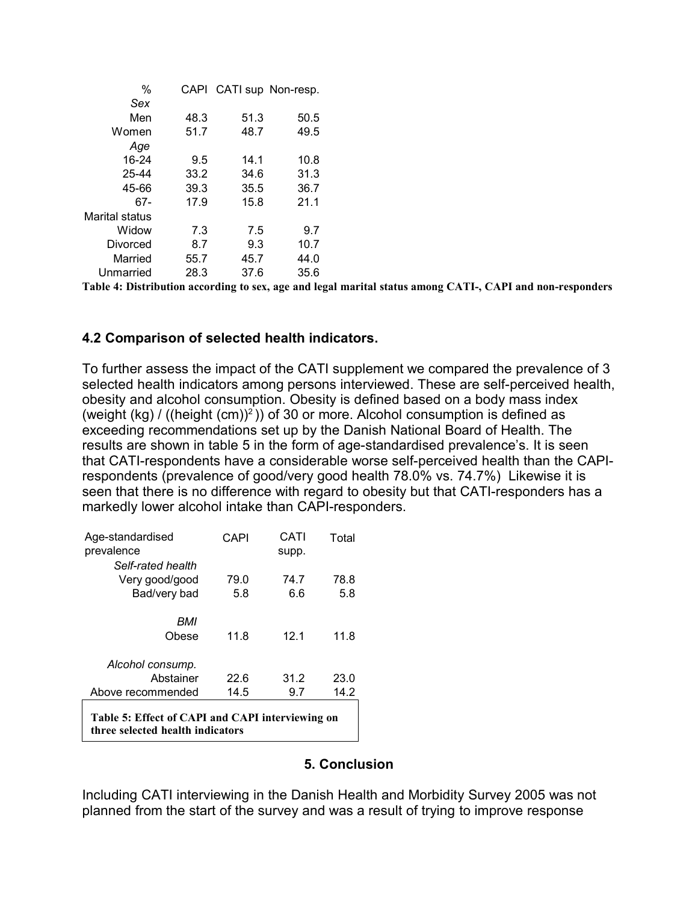| % | CAPI | CATI sup | Non-resp. |
|---|---|---|---|
| *Sex* | | | |
| Men | 48.3 | 51.3 | 50.5 |
| Women | 51.7 | 48.7 | 49.5 |
| *Age* | | | |
| 16-24 | 9.5 | 14.1 | 10.8 |
| 25-44 | 33.2 | 34.6 | 31.3 |
| 45-66 | 39.3 | 35.5 | 36.7 |
| 67- | 17.9 | 15.8 | 21.1 |
| Marital status | | | |
| Widow | 7.3 | 7.5 | 9.7 |
| Divorced | 8.7 | 9.3 | 10.7 |
| Married | 55.7 | 45.7 | 44.0 |
| Unmarried | 28.3 | 37.6 | 35.6 |

**Table 4: Distribution according to sex, age and legal marital status among CATI-, CAPI and non-responders**

### 4.2 Comparison of selected health indicators.

To further assess the impact of the CATI supplement we compared the prevalence of 3 selected health indicators among persons interviewed. These are self-perceived health, obesity and alcohol consumption. Obesity is defined based on a body mass index (weight (kg) / ((height (cm))$^2$)) of 30 or more. Alcohol consumption is defined as exceeding recommendations set up by the Danish National Board of Health. The results are shown in table 5 in the form of age-standardised prevalence's. It is seen that CATI-respondents have a considerable worse self-perceived health than the CAPI-respondents (prevalence of good/very good health 78.0% vs. 74.7%) Likewise it is seen that there is no difference with regard to obesity but that CATI-responders has a markedly lower alcohol intake than CAPI-responders.

| Age-standardised prevalence | CAPI | CATI supp. | Total |
|---|---|---|---|
| *Self-rated health* | | | |
| Very good/good | 79.0 | 74.7 | 78.8 |
| Bad/very bad | 5.8 | 6.6 | 5.8 |
| *BMI* | | | |
| Obese | 11.8 | 12.1 | 11.8 |
| *Alcohol consump.* | | | |
| Abstainer | 22.6 | 31.2 | 23.0 |
| Above recommended | 14.5 | 9.7 | 14.2 |

**Table 5: Effect of CAPI and CAPI interviewing on three selected health indicators**

## 5. Conclusion

Including CATI interviewing in the Danish Health and Morbidity Survey 2005 was not planned from the start of the survey and was a result of trying to improve response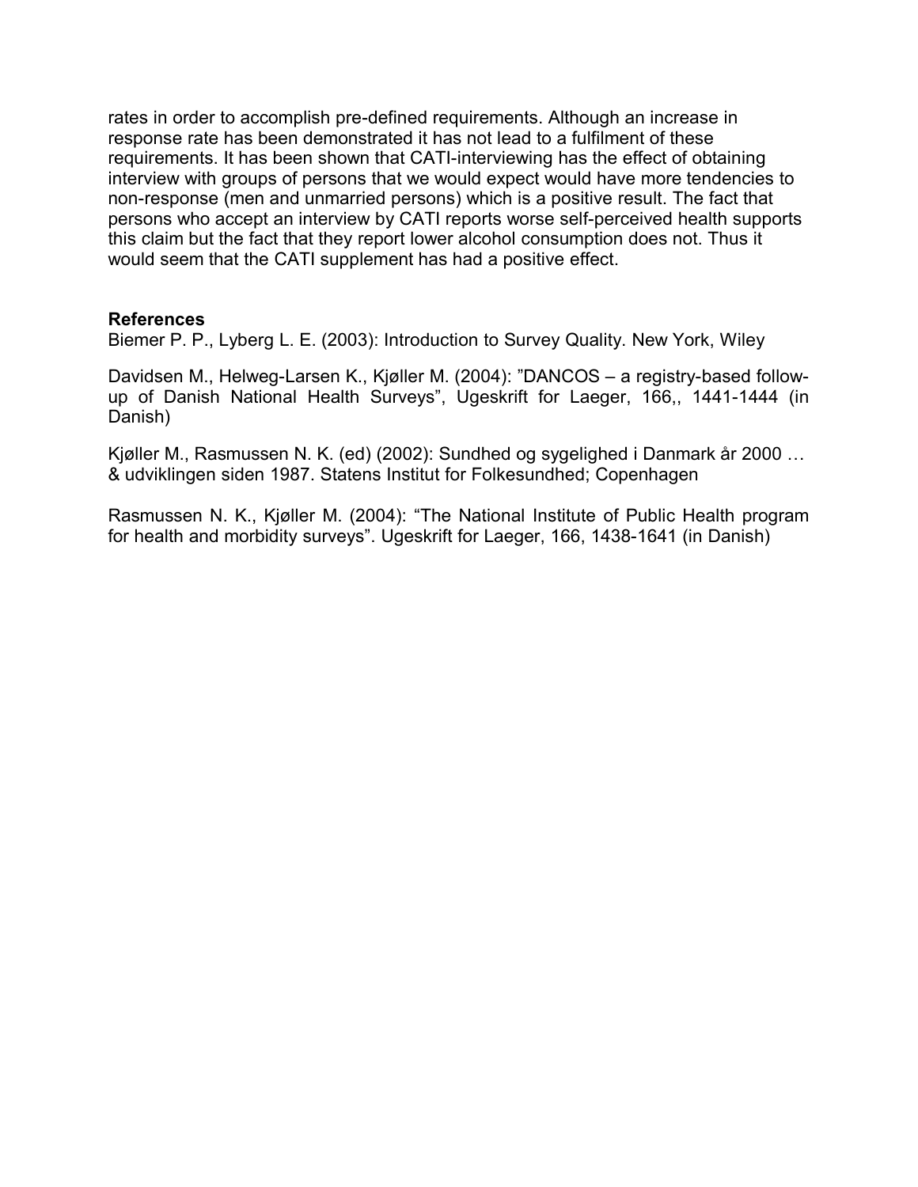rates in order to accomplish pre-defined requirements. Although an increase in response rate has been demonstrated it has not lead to a fulfilment of these requirements. It has been shown that CATI-interviewing has the effect of obtaining interview with groups of persons that we would expect would have more tendencies to non-response (men and unmarried persons) which is a positive result. The fact that persons who accept an interview by CATI reports worse self-perceived health supports this claim but the fact that they report lower alcohol consumption does not. Thus it would seem that the CATI supplement has had a positive effect.

**References**

Biemer P. P., Lyberg L. E. (2003): Introduction to Survey Quality. New York, Wiley

Davidsen M., Helweg-Larsen K., Kjøller M. (2004): "DANCOS – a registry-based follow-up of Danish National Health Surveys", Ugeskrift for Laeger, 166,, 1441-1444 (in Danish)

Kjøller M., Rasmussen N. K. (ed) (2002): Sundhed og sygelighed i Danmark år 2000 … & udviklingen siden 1987. Statens Institut for Folkesundhed; Copenhagen

Rasmussen N. K., Kjøller M. (2004): "The National Institute of Public Health program for health and morbidity surveys". Ugeskrift for Laeger, 166, 1438-1641 (in Danish)